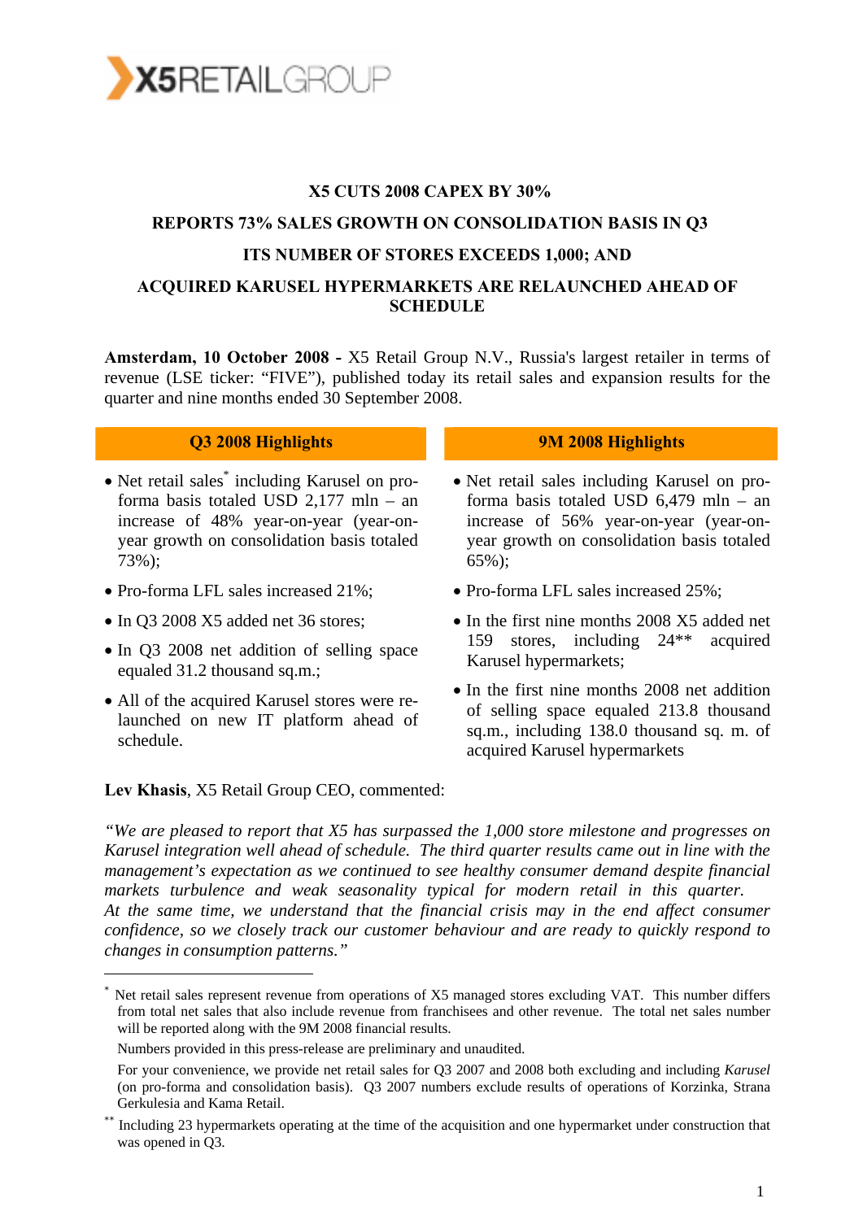X5RETAILGROUP

# X5 CUTS 2008 CAPEX BY 30%

# REPORTS 73% SALES GROWTH ON CONSOLIDATION BASIS IN Q3

# ITS NUMBER OF STORES EXCEEDS 1,000; AND

# ACQUIRED KARUSEL HYPERMARKETS ARE RELAUNCHED AHEAD OF SCHEDULE

**Amsterdam, 10 October 2008 -** X5 Retail Group N.V., Russia's largest retailer in terms of revenue (LSE ticker: "FIVE"), published today its retail sales and expansion results for the quarter and nine months ended 30 September 2008.

## Q3 2008 Highlights

- Net retail sales* including Karusel on pro-forma basis totaled USD 2,177 mln – an increase of 48% year-on-year (year-on-year growth on consolidation basis totaled 73%);
- Pro-forma LFL sales increased 21%;
- In Q3 2008 X5 added net 36 stores;
- In Q3 2008 net addition of selling space equaled 31.2 thousand sq.m.;
- All of the acquired Karusel stores were re-launched on new IT platform ahead of schedule.

## 9M 2008 Highlights

- Net retail sales including Karusel on pro-forma basis totaled USD 6,479 mln – an increase of 56% year-on-year (year-on-year growth on consolidation basis totaled 65%);
- Pro-forma LFL sales increased 25%;
- In the first nine months 2008 X5 added net 159 stores, including 24** acquired Karusel hypermarkets;
- In the first nine months 2008 net addition of selling space equaled 213.8 thousand sq.m., including 138.0 thousand sq. m. of acquired Karusel hypermarkets

**Lev Khasis**, X5 Retail Group CEO, commented:

*"We are pleased to report that X5 has surpassed the 1,000 store milestone and progresses on Karusel integration well ahead of schedule. The third quarter results came out in line with the management's expectation as we continued to see healthy consumer demand despite financial markets turbulence and weak seasonality typical for modern retail in this quarter. At the same time, we understand that the financial crisis may in the end affect consumer confidence, so we closely track our customer behaviour and are ready to quickly respond to changes in consumption patterns."*

---

* Net retail sales represent revenue from operations of X5 managed stores excluding VAT. This number differs from total net sales that also include revenue from franchisees and other revenue. The total net sales number will be reported along with the 9M 2008 financial results.

Numbers provided in this press-release are preliminary and unaudited.

For your convenience, we provide net retail sales for Q3 2007 and 2008 both excluding and including *Karusel* (on pro-forma and consolidation basis). Q3 2007 numbers exclude results of operations of Korzinka, Strana Gerkulesia and Kama Retail.

** Including 23 hypermarkets operating at the time of the acquisition and one hypermarket under construction that was opened in Q3.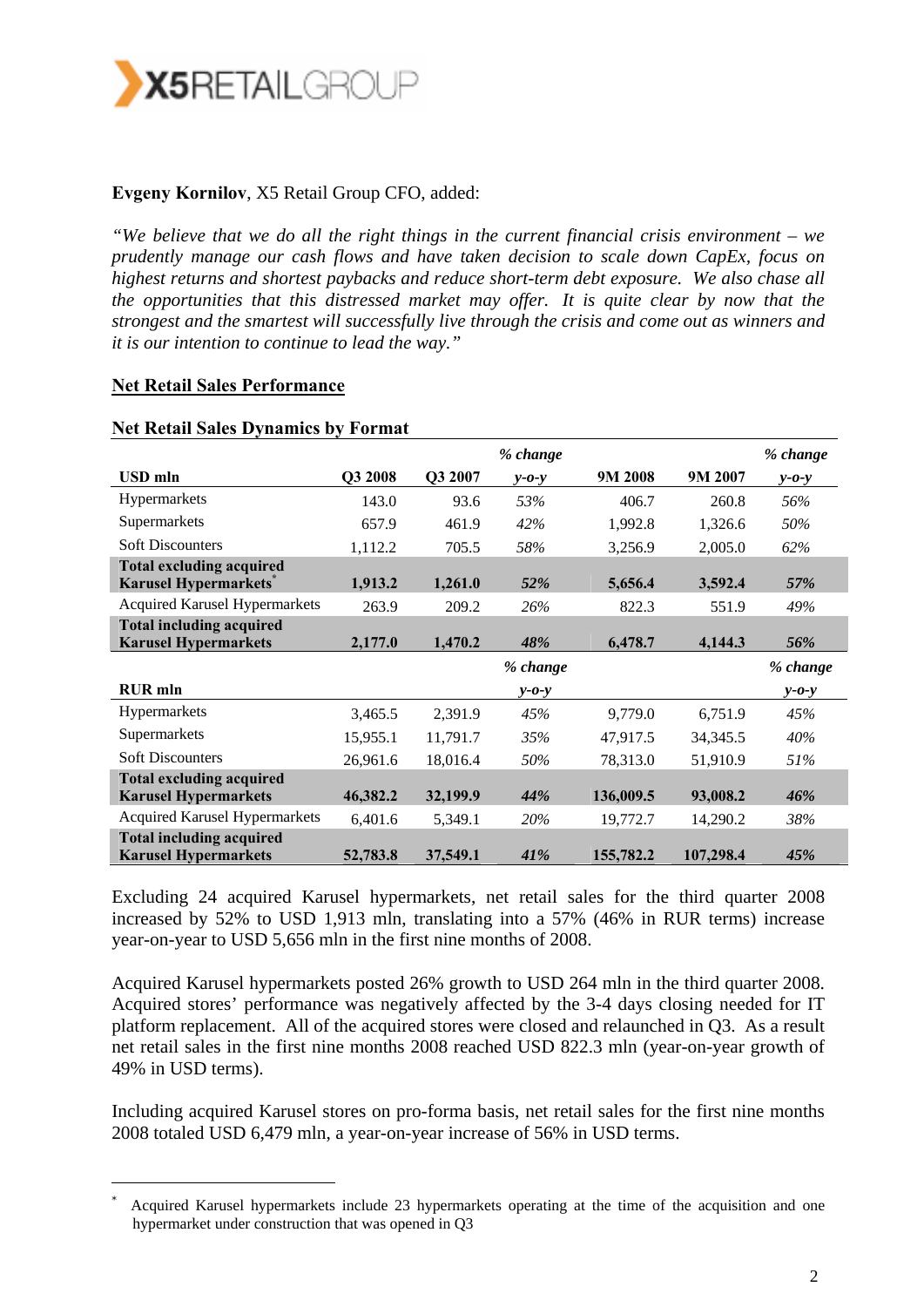**Evgeny Kornilov**, X5 Retail Group CFO, added:

*"We believe that we do all the right things in the current financial crisis environment – we prudently manage our cash flows and have taken decision to scale down CapEx, focus on highest returns and shortest paybacks and reduce short-term debt exposure. We also chase all the opportunities that this distressed market may offer. It is quite clear by now that the strongest and the smartest will successfully live through the crisis and come out as winners and it is our intention to continue to lead the way."*

## Net Retail Sales Performance

### Net Retail Sales Dynamics by Format

| USD mln | Q3 2008 | Q3 2007 | *% change y-o-y* | 9M 2008 | 9M 2007 | *% change y-o-y* |
|---|---|---|---|---|---|---|
| Hypermarkets | 143.0 | 93.6 | *53%* | 406.7 | 260.8 | *56%* |
| Supermarkets | 657.9 | 461.9 | *42%* | 1,992.8 | 1,326.6 | *50%* |
| Soft Discounters | 1,112.2 | 705.5 | *58%* | 3,256.9 | 2,005.0 | *62%* |
| **Total excluding acquired Karusel Hypermarkets*** | **1,913.2** | **1,261.0** | ***52%*** | **5,656.4** | **3,592.4** | ***57%*** |
| Acquired Karusel Hypermarkets | 263.9 | 209.2 | *26%* | 822.3 | 551.9 | *49%* |
| **Total including acquired Karusel Hypermarkets** | **2,177.0** | **1,470.2** | ***48%*** | **6,478.7** | **4,144.3** | ***56%*** |
| **RUR mln** | | | ***% change y-o-y*** | | | ***% change y-o-y*** |
| Hypermarkets | 3,465.5 | 2,391.9 | *45%* | 9,779.0 | 6,751.9 | *45%* |
| Supermarkets | 15,955.1 | 11,791.7 | *35%* | 47,917.5 | 34,345.5 | *40%* |
| Soft Discounters | 26,961.6 | 18,016.4 | *50%* | 78,313.0 | 51,910.9 | *51%* |
| **Total excluding acquired Karusel Hypermarkets** | **46,382.2** | **32,199.9** | ***44%*** | **136,009.5** | **93,008.2** | ***46%*** |
| Acquired Karusel Hypermarkets | 6,401.6 | 5,349.1 | *20%* | 19,772.7 | 14,290.2 | *38%* |
| **Total including acquired Karusel Hypermarkets** | **52,783.8** | **37,549.1** | ***41%*** | **155,782.2** | **107,298.4** | ***45%*** |

Excluding 24 acquired Karusel hypermarkets, net retail sales for the third quarter 2008 increased by 52% to USD 1,913 mln, translating into a 57% (46% in RUR terms) increase year-on-year to USD 5,656 mln in the first nine months of 2008.

Acquired Karusel hypermarkets posted 26% growth to USD 264 mln in the third quarter 2008. Acquired stores' performance was negatively affected by the 3-4 days closing needed for IT platform replacement. All of the acquired stores were closed and relaunched in Q3. As a result net retail sales in the first nine months 2008 reached USD 822.3 mln (year-on-year growth of 49% in USD terms).

Including acquired Karusel stores on pro-forma basis, net retail sales for the first nine months 2008 totaled USD 6,479 mln, a year-on-year increase of 56% in USD terms.

---

* Acquired Karusel hypermarkets include 23 hypermarkets operating at the time of the acquisition and one hypermarket under construction that was opened in Q3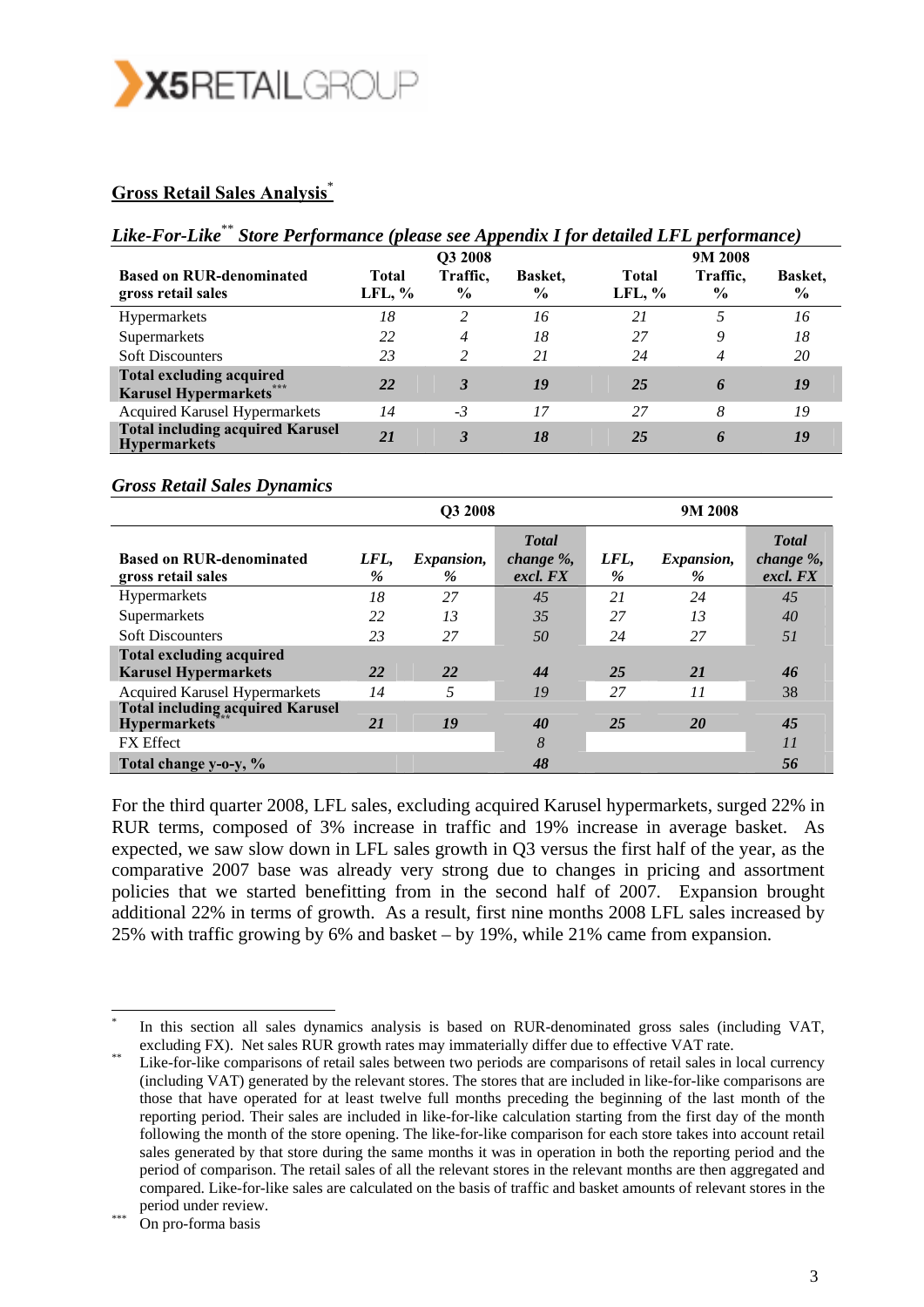## Gross Retail Sales Analysis[*]

### *Like-For-Like[**] Store Performance (please see Appendix I for detailed LFL performance)*

| Based on RUR-denominated gross retail sales | Q3 2008 Total LFL, % | Q3 2008 Traffic, % | Q3 2008 Basket, % | 9M 2008 Total LFL, % | 9M 2008 Traffic, % | 9M 2008 Basket, % |
|---|---|---|---|---|---|---|
| Hypermarkets | *18* | *2* | *16* | *21* | *5* | *16* |
| Supermarkets | *22* | *4* | *18* | *27* | *9* | *18* |
| Soft Discounters | *23* | *2* | *21* | *24* | *4* | *20* |
| **Total excluding acquired Karusel Hypermarkets[***]** | ***22*** | ***3*** | ***19*** | ***25*** | ***6*** | ***19*** |
| Acquired Karusel Hypermarkets | *14* | *-3* | *17* | *27* | *8* | *19* |
| **Total including acquired Karusel Hypermarkets** | ***21*** | ***3*** | ***18*** | ***25*** | ***6*** | ***19*** |

### *Gross Retail Sales Dynamics*

| Based on RUR-denominated gross retail sales | Q3 2008 *LFL, %* | Q3 2008 *Expansion, %* | Q3 2008 ***Total change %, excl. FX*** | 9M 2008 *LFL, %* | 9M 2008 *Expansion, %* | 9M 2008 ***Total change %, excl. FX*** |
|---|---|---|---|---|---|---|
| Hypermarkets | *18* | *27* | *45* | *21* | *24* | *45* |
| Supermarkets | *22* | *13* | *35* | *27* | *13* | *40* |
| Soft Discounters | *23* | *27* | *50* | *24* | *27* | *51* |
| **Total excluding acquired Karusel Hypermarkets** | ***22*** | ***22*** | ***44*** | ***25*** | ***21*** | ***46*** |
| Acquired Karusel Hypermarkets | *14* | *5* | *19* | *27* | *11* | 38 |
| **Total including acquired Karusel Hypermarkets[***]** | ***21*** | ***19*** | ***40*** | ***25*** | ***20*** | ***45*** |
| FX Effect | | | *8* | | | *11* |
| **Total change y-o-y, %** | | | ***48*** | | | ***56*** |

For the third quarter 2008, LFL sales, excluding acquired Karusel hypermarkets, surged 22% in RUR terms, composed of 3% increase in traffic and 19% increase in average basket. As expected, we saw slow down in LFL sales growth in Q3 versus the first half of the year, as the comparative 2007 base was already very strong due to changes in pricing and assortment policies that we started benefitting from in the second half of 2007. Expansion brought additional 22% in terms of growth. As a result, first nine months 2008 LFL sales increased by 25% with traffic growing by 6% and basket – by 19%, while 21% came from expansion.

---

[*] In this section all sales dynamics analysis is based on RUR-denominated gross sales (including VAT, excluding FX). Net sales RUR growth rates may immaterially differ due to effective VAT rate.

[**] Like-for-like comparisons of retail sales between two periods are comparisons of retail sales in local currency (including VAT) generated by the relevant stores. The stores that are included in like-for-like comparisons are those that have operated for at least twelve full months preceding the beginning of the last month of the reporting period. Their sales are included in like-for-like calculation starting from the first day of the month following the month of the store opening. The like-for-like comparison for each store takes into account retail sales generated by that store during the same months it was in operation in both the reporting period and the period of comparison. The retail sales of all the relevant stores in the relevant months are then aggregated and compared. Like-for-like sales are calculated on the basis of traffic and basket amounts of relevant stores in the period under review.

[***] On pro-forma basis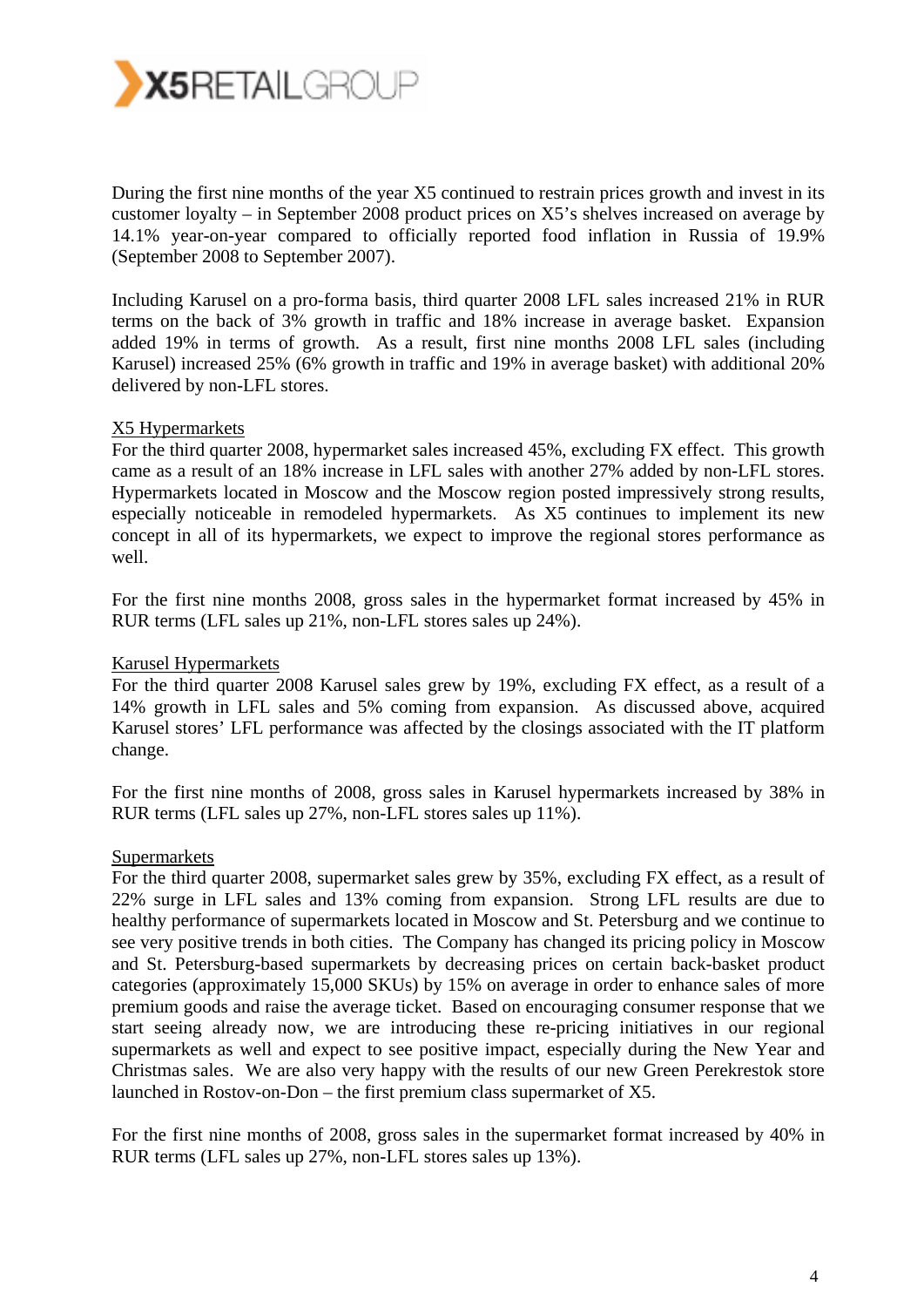During the first nine months of the year X5 continued to restrain prices growth and invest in its customer loyalty – in September 2008 product prices on X5's shelves increased on average by 14.1% year-on-year compared to officially reported food inflation in Russia of 19.9% (September 2008 to September 2007).

Including Karusel on a pro-forma basis, third quarter 2008 LFL sales increased 21% in RUR terms on the back of 3% growth in traffic and 18% increase in average basket. Expansion added 19% in terms of growth. As a result, first nine months 2008 LFL sales (including Karusel) increased 25% (6% growth in traffic and 19% in average basket) with additional 20% delivered by non-LFL stores.

X5 Hypermarkets

For the third quarter 2008, hypermarket sales increased 45%, excluding FX effect. This growth came as a result of an 18% increase in LFL sales with another 27% added by non-LFL stores. Hypermarkets located in Moscow and the Moscow region posted impressively strong results, especially noticeable in remodeled hypermarkets. As X5 continues to implement its new concept in all of its hypermarkets, we expect to improve the regional stores performance as well.

For the first nine months 2008, gross sales in the hypermarket format increased by 45% in RUR terms (LFL sales up 21%, non-LFL stores sales up 24%).

Karusel Hypermarkets

For the third quarter 2008 Karusel sales grew by 19%, excluding FX effect, as a result of a 14% growth in LFL sales and 5% coming from expansion. As discussed above, acquired Karusel stores' LFL performance was affected by the closings associated with the IT platform change.

For the first nine months of 2008, gross sales in Karusel hypermarkets increased by 38% in RUR terms (LFL sales up 27%, non-LFL stores sales up 11%).

Supermarkets

For the third quarter 2008, supermarket sales grew by 35%, excluding FX effect, as a result of 22% surge in LFL sales and 13% coming from expansion. Strong LFL results are due to healthy performance of supermarkets located in Moscow and St. Petersburg and we continue to see very positive trends in both cities. The Company has changed its pricing policy in Moscow and St. Petersburg-based supermarkets by decreasing prices on certain back-basket product categories (approximately 15,000 SKUs) by 15% on average in order to enhance sales of more premium goods and raise the average ticket. Based on encouraging consumer response that we start seeing already now, we are introducing these re-pricing initiatives in our regional supermarkets as well and expect to see positive impact, especially during the New Year and Christmas sales. We are also very happy with the results of our new Green Perekrestok store launched in Rostov-on-Don – the first premium class supermarket of X5.

For the first nine months of 2008, gross sales in the supermarket format increased by 40% in RUR terms (LFL sales up 27%, non-LFL stores sales up 13%).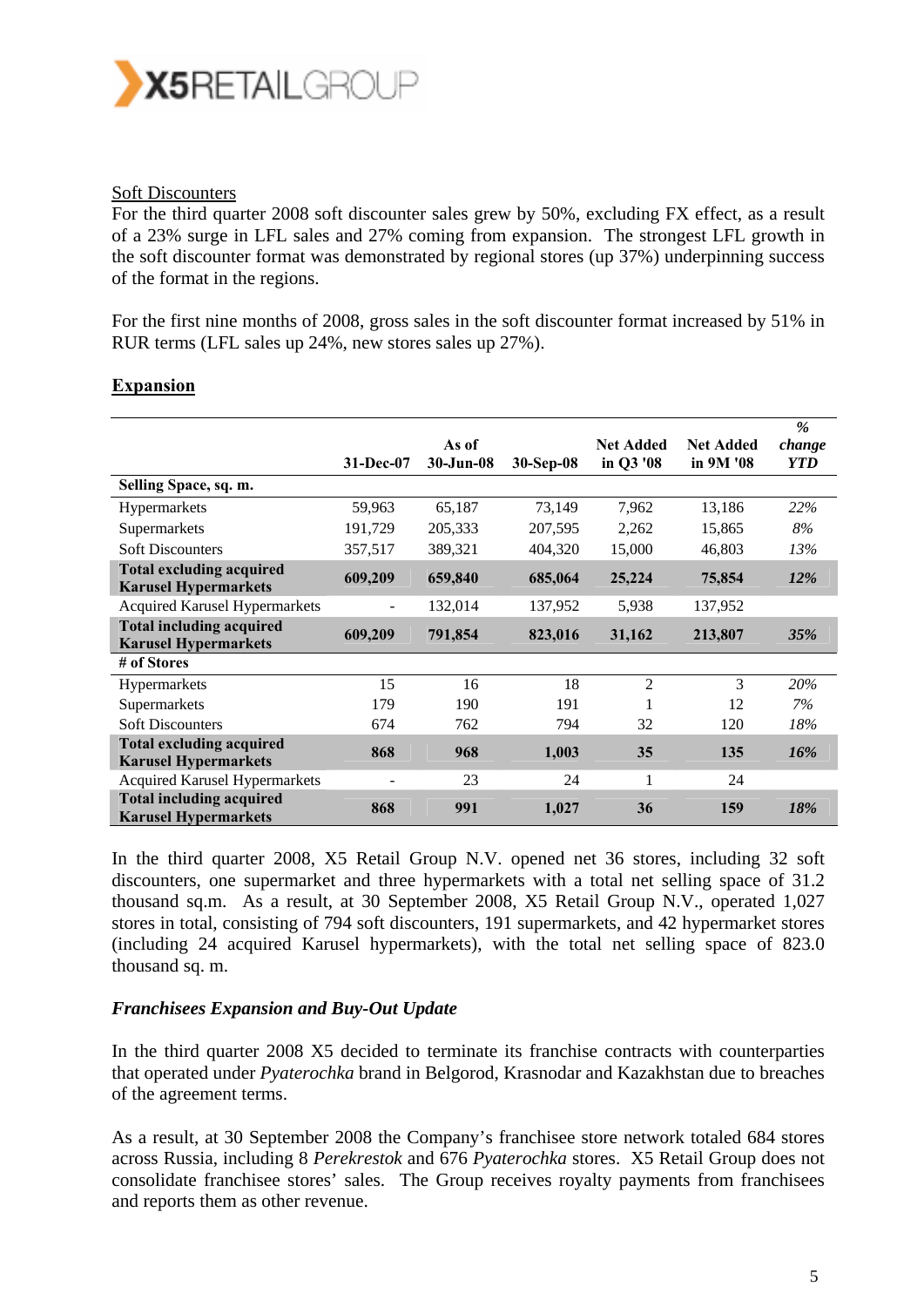Soft Discounters

For the third quarter 2008 soft discounter sales grew by 50%, excluding FX effect, as a result of a 23% surge in LFL sales and 27% coming from expansion. The strongest LFL growth in the soft discounter format was demonstrated by regional stores (up 37%) underpinning success of the format in the regions.

For the first nine months of 2008, gross sales in the soft discounter format increased by 51% in RUR terms (LFL sales up 24%, new stores sales up 27%).

## Expansion

| | 31-Dec-07 | As of 30-Jun-08 | 30-Sep-08 | Net Added in Q3 '08 | Net Added in 9M '08 | *% change YTD* |
|---|---|---|---|---|---|---|
| **Selling Space, sq. m.** | | | | | | |
| Hypermarkets | 59,963 | 65,187 | 73,149 | 7,962 | 13,186 | *22%* |
| Supermarkets | 191,729 | 205,333 | 207,595 | 2,262 | 15,865 | *8%* |
| Soft Discounters | 357,517 | 389,321 | 404,320 | 15,000 | 46,803 | *13%* |
| **Total excluding acquired Karusel Hypermarkets** | **609,209** | **659,840** | **685,064** | **25,224** | **75,854** | ***12%*** |
| Acquired Karusel Hypermarkets | - | 132,014 | 137,952 | 5,938 | 137,952 | |
| **Total including acquired Karusel Hypermarkets** | **609,209** | **791,854** | **823,016** | **31,162** | **213,807** | ***35%*** |
| **# of Stores** | | | | | | |
| Hypermarkets | 15 | 16 | 18 | 2 | 3 | *20%* |
| Supermarkets | 179 | 190 | 191 | 1 | 12 | *7%* |
| Soft Discounters | 674 | 762 | 794 | 32 | 120 | *18%* |
| **Total excluding acquired Karusel Hypermarkets** | **868** | **968** | **1,003** | **35** | **135** | ***16%*** |
| Acquired Karusel Hypermarkets | - | 23 | 24 | 1 | 24 | |
| **Total including acquired Karusel Hypermarkets** | **868** | **991** | **1,027** | **36** | **159** | ***18%*** |

In the third quarter 2008, X5 Retail Group N.V. opened net 36 stores, including 32 soft discounters, one supermarket and three hypermarkets with a total net selling space of 31.2 thousand sq.m. As a result, at 30 September 2008, X5 Retail Group N.V., operated 1,027 stores in total, consisting of 794 soft discounters, 191 supermarkets, and 42 hypermarket stores (including 24 acquired Karusel hypermarkets), with the total net selling space of 823.0 thousand sq. m.

### *Franchisees Expansion and Buy-Out Update*

In the third quarter 2008 X5 decided to terminate its franchise contracts with counterparties that operated under *Pyaterochka* brand in Belgorod, Krasnodar and Kazakhstan due to breaches of the agreement terms.

As a result, at 30 September 2008 the Company's franchisee store network totaled 684 stores across Russia, including 8 *Perekrestok* and 676 *Pyaterochka* stores. X5 Retail Group does not consolidate franchisee stores' sales. The Group receives royalty payments from franchisees and reports them as other revenue.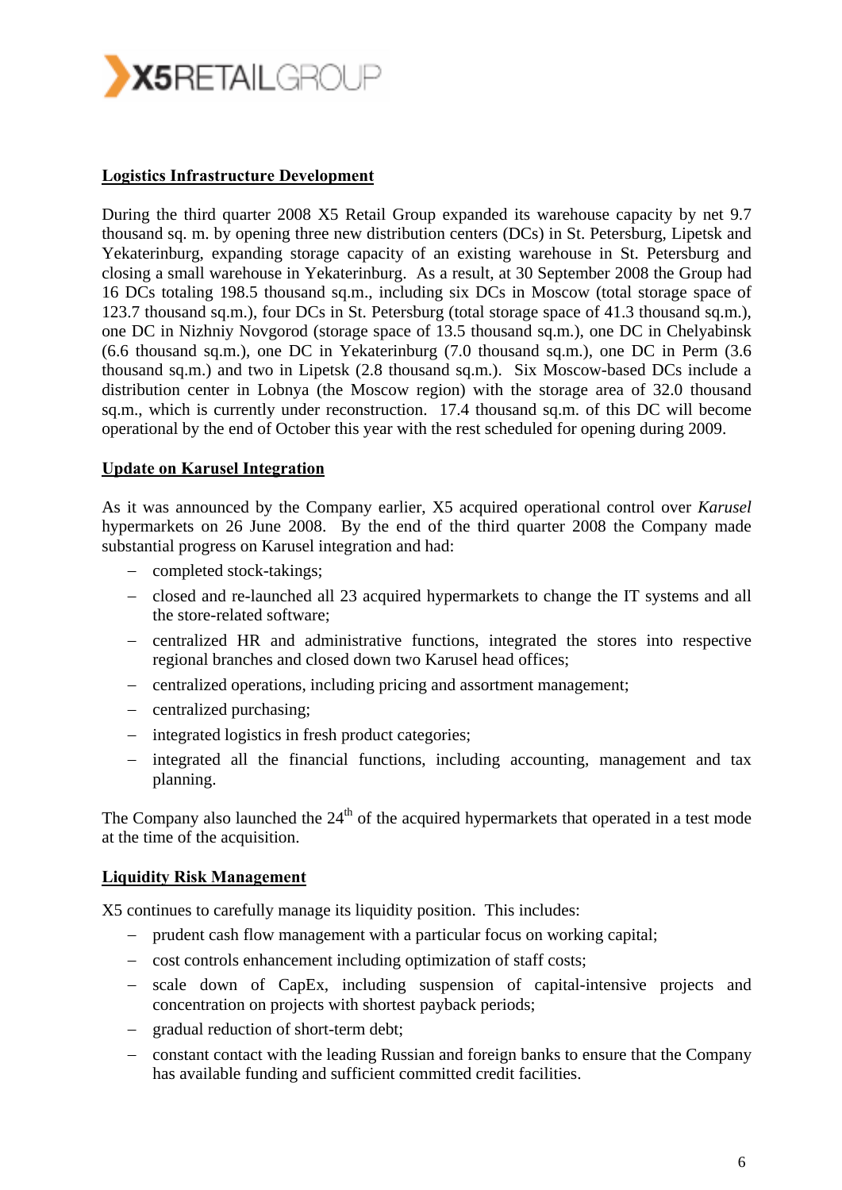## Logistics Infrastructure Development

During the third quarter 2008 X5 Retail Group expanded its warehouse capacity by net 9.7 thousand sq. m. by opening three new distribution centers (DCs) in St. Petersburg, Lipetsk and Yekaterinburg, expanding storage capacity of an existing warehouse in St. Petersburg and closing a small warehouse in Yekaterinburg. As a result, at 30 September 2008 the Group had 16 DCs totaling 198.5 thousand sq.m., including six DCs in Moscow (total storage space of 123.7 thousand sq.m.), four DCs in St. Petersburg (total storage space of 41.3 thousand sq.m.), one DC in Nizhniy Novgorod (storage space of 13.5 thousand sq.m.), one DC in Chelyabinsk (6.6 thousand sq.m.), one DC in Yekaterinburg (7.0 thousand sq.m.), one DC in Perm (3.6 thousand sq.m.) and two in Lipetsk (2.8 thousand sq.m.). Six Moscow-based DCs include a distribution center in Lobnya (the Moscow region) with the storage area of 32.0 thousand sq.m., which is currently under reconstruction. 17.4 thousand sq.m. of this DC will become operational by the end of October this year with the rest scheduled for opening during 2009.

## Update on Karusel Integration

As it was announced by the Company earlier, X5 acquired operational control over *Karusel* hypermarkets on 26 June 2008. By the end of the third quarter 2008 the Company made substantial progress on Karusel integration and had:

- completed stock-takings;
- closed and re-launched all 23 acquired hypermarkets to change the IT systems and all the store-related software;
- centralized HR and administrative functions, integrated the stores into respective regional branches and closed down two Karusel head offices;
- centralized operations, including pricing and assortment management;
- centralized purchasing;
- integrated logistics in fresh product categories;
- integrated all the financial functions, including accounting, management and tax planning.

The Company also launched the 24th of the acquired hypermarkets that operated in a test mode at the time of the acquisition.

## Liquidity Risk Management

X5 continues to carefully manage its liquidity position. This includes:

- prudent cash flow management with a particular focus on working capital;
- cost controls enhancement including optimization of staff costs;
- scale down of CapEx, including suspension of capital-intensive projects and concentration on projects with shortest payback periods;
- gradual reduction of short-term debt;
- constant contact with the leading Russian and foreign banks to ensure that the Company has available funding and sufficient committed credit facilities.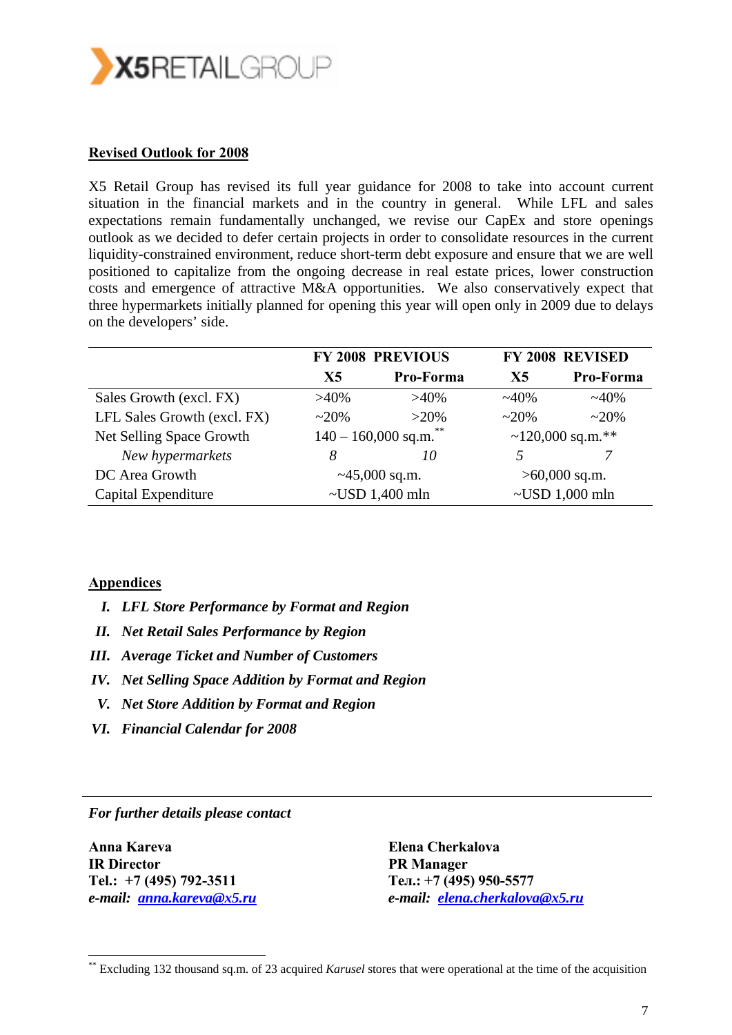## Revised Outlook for 2008

X5 Retail Group has revised its full year guidance for 2008 to take into account current situation in the financial markets and in the country in general. While LFL and sales expectations remain fundamentally unchanged, we revise our CapEx and store openings outlook as we decided to defer certain projects in order to consolidate resources in the current liquidity-constrained environment, reduce short-term debt exposure and ensure that we are well positioned to capitalize from the ongoing decrease in real estate prices, lower construction costs and emergence of attractive M&A opportunities. We also conservatively expect that three hypermarkets initially planned for opening this year will open only in 2009 due to delays on the developers' side.

| | FY 2008 PREVIOUS | | FY 2008 REVISED | |
|---|---|---|---|---|
| | X5 | Pro-Forma | X5 | Pro-Forma |
| Sales Growth (excl. FX) | >40% | >40% | ~40% | ~40% |
| LFL Sales Growth (excl. FX) | ~20% | >20% | ~20% | ~20% |
| Net Selling Space Growth | 140 – 160,000 sq.m.** | | ~120,000 sq.m.** | |
| *New hypermarkets* | *8* | *10* | *5* | *7* |
| DC Area Growth | ~45,000 sq.m. | | >60,000 sq.m. | |
| Capital Expenditure | ~USD 1,400 mln | | ~USD 1,000 mln | |

## Appendices

- ***I. LFL Store Performance by Format and Region***
- ***II. Net Retail Sales Performance by Region***
- ***III. Average Ticket and Number of Customers***
- ***IV. Net Selling Space Addition by Format and Region***
- ***V. Net Store Addition by Format and Region***
- ***VI. Financial Calendar for 2008***

---

***For further details please contact***

**Anna Kareva**
**IR Director**
**Tel.: +7 (495) 792-3511**
***e-mail: anna.kareva@x5.ru***

**Elena Cherkalova**
**PR Manager**
**Тел.: +7 (495) 950-5577**
***e-mail: elena.cherkalova@x5.ru***

---

** Excluding 132 thousand sq.m. of 23 acquired *Karusel* stores that were operational at the time of the acquisition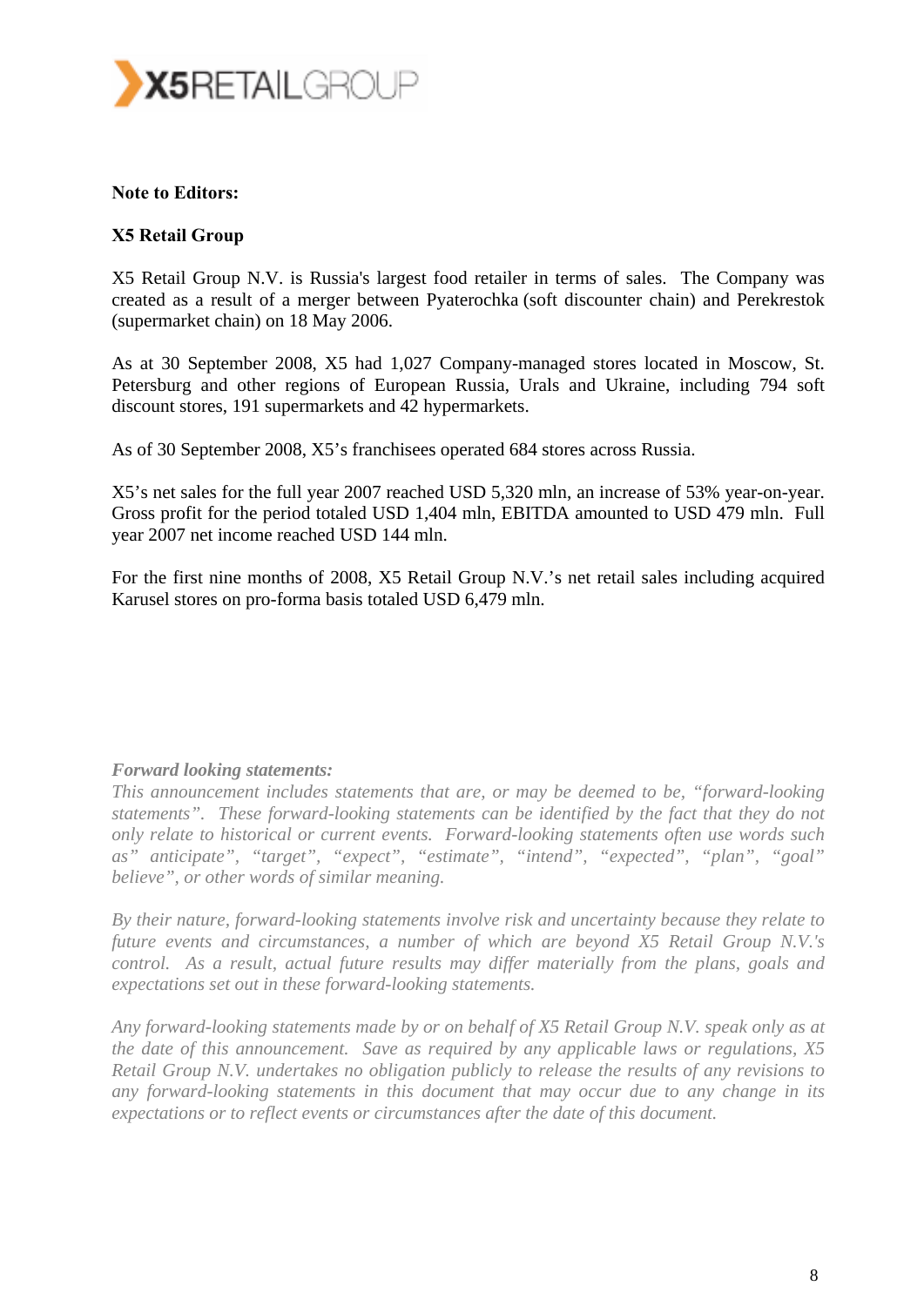**Note to Editors:**

**X5 Retail Group**

X5 Retail Group N.V. is Russia's largest food retailer in terms of sales. The Company was created as a result of a merger between Pyaterochka (soft discounter chain) and Perekrestok (supermarket chain) on 18 May 2006.

As at 30 September 2008, X5 had 1,027 Company-managed stores located in Moscow, St. Petersburg and other regions of European Russia, Urals and Ukraine, including 794 soft discount stores, 191 supermarkets and 42 hypermarkets.

As of 30 September 2008, X5's franchisees operated 684 stores across Russia.

X5's net sales for the full year 2007 reached USD 5,320 mln, an increase of 53% year-on-year. Gross profit for the period totaled USD 1,404 mln, EBITDA amounted to USD 479 mln. Full year 2007 net income reached USD 144 mln.

For the first nine months of 2008, X5 Retail Group N.V.'s net retail sales including acquired Karusel stores on pro-forma basis totaled USD 6,479 mln.

***Forward looking statements:***

*This announcement includes statements that are, or may be deemed to be, "forward-looking statements". These forward-looking statements can be identified by the fact that they do not only relate to historical or current events. Forward-looking statements often use words such as" anticipate", "target", "expect", "estimate", "intend", "expected", "plan", "goal" believe", or other words of similar meaning.*

*By their nature, forward-looking statements involve risk and uncertainty because they relate to future events and circumstances, a number of which are beyond X5 Retail Group N.V.'s control. As a result, actual future results may differ materially from the plans, goals and expectations set out in these forward-looking statements.*

*Any forward-looking statements made by or on behalf of X5 Retail Group N.V. speak only as at the date of this announcement. Save as required by any applicable laws or regulations, X5 Retail Group N.V. undertakes no obligation publicly to release the results of any revisions to any forward-looking statements in this document that may occur due to any change in its expectations or to reflect events or circumstances after the date of this document.*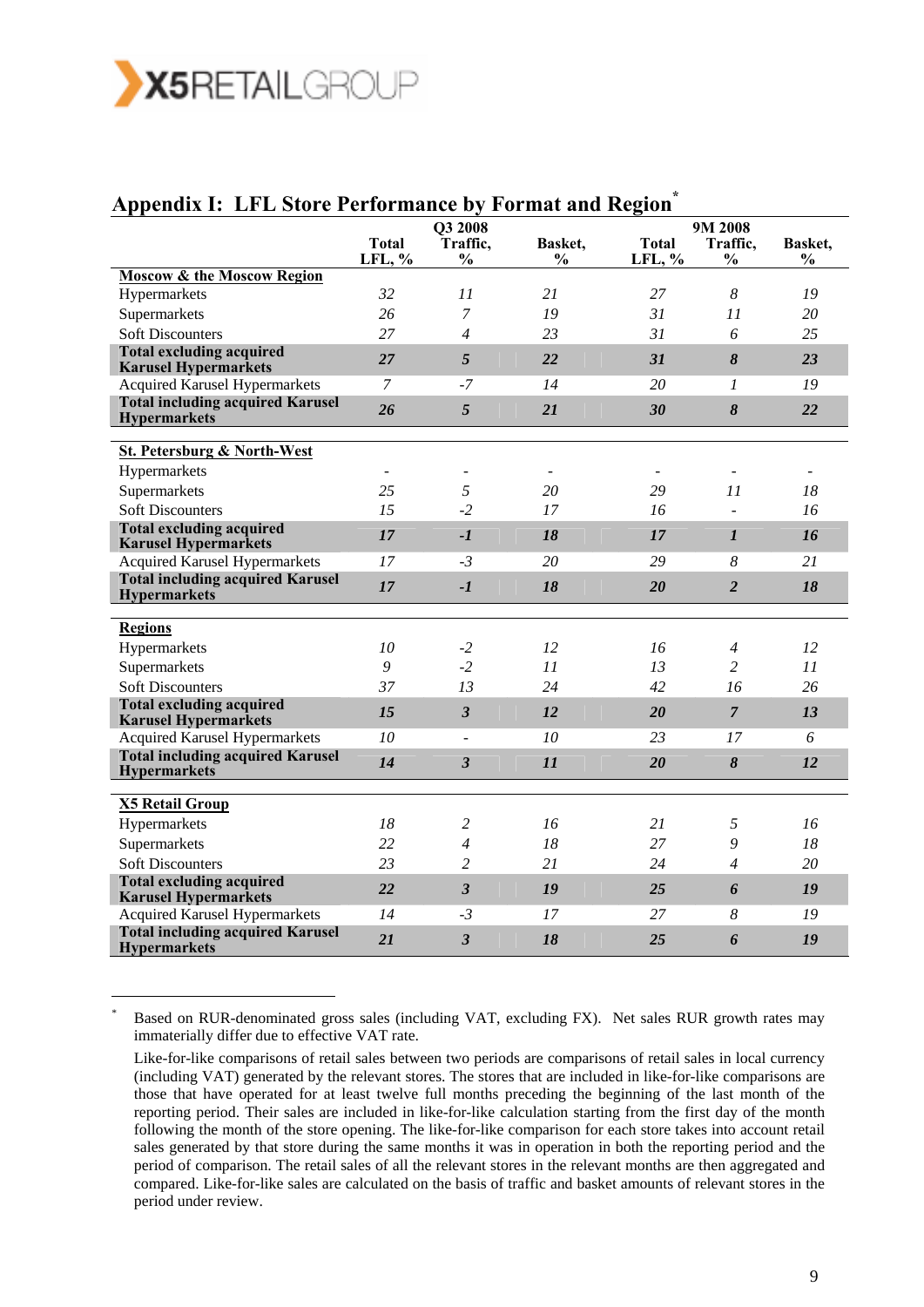## Appendix I: LFL Store Performance by Format and Region*

| | Q3 2008 Total LFL, % | Q3 2008 Traffic, % | Q3 2008 Basket, % | 9M 2008 Total LFL, % | 9M 2008 Traffic, % | 9M 2008 Basket, % |
|---|---|---|---|---|---|---|
| **Moscow & the Moscow Region** | | | | | | |
| Hypermarkets | *32* | *11* | *21* | *27* | *8* | *19* |
| Supermarkets | *26* | *7* | *19* | *31* | *11* | *20* |
| Soft Discounters | *27* | *4* | *23* | *31* | *6* | *25* |
| **Total excluding acquired Karusel Hypermarkets** | ***27*** | ***5*** | ***22*** | ***31*** | ***8*** | ***23*** |
| Acquired Karusel Hypermarkets | *7* | *-7* | *14* | *20* | *1* | *19* |
| **Total including acquired Karusel Hypermarkets** | ***26*** | ***5*** | ***21*** | ***30*** | ***8*** | ***22*** |
| **St. Petersburg & North-West** | | | | | | |
| Hypermarkets | - | - | - | - | - | - |
| Supermarkets | *25* | *5* | *20* | *29* | *11* | *18* |
| Soft Discounters | *15* | *-2* | *17* | *16* | - | *16* |
| **Total excluding acquired Karusel Hypermarkets** | ***17*** | ***-1*** | ***18*** | ***17*** | ***1*** | ***16*** |
| Acquired Karusel Hypermarkets | *17* | *-3* | *20* | *29* | *8* | *21* |
| **Total including acquired Karusel Hypermarkets** | ***17*** | ***-1*** | ***18*** | ***20*** | ***2*** | ***18*** |
| **Regions** | | | | | | |
| Hypermarkets | *10* | *-2* | *12* | *16* | *4* | *12* |
| Supermarkets | *9* | *-2* | *11* | *13* | *2* | *11* |
| Soft Discounters | *37* | *13* | *24* | *42* | *16* | *26* |
| **Total excluding acquired Karusel Hypermarkets** | ***15*** | ***3*** | ***12*** | ***20*** | ***7*** | ***13*** |
| Acquired Karusel Hypermarkets | *10* | - | *10* | *23* | *17* | *6* |
| **Total including acquired Karusel Hypermarkets** | ***14*** | ***3*** | ***11*** | ***20*** | ***8*** | ***12*** |
| **X5 Retail Group** | | | | | | |
| Hypermarkets | *18* | *2* | *16* | *21* | *5* | *16* |
| Supermarkets | *22* | *4* | *18* | *27* | *9* | *18* |
| Soft Discounters | *23* | *2* | *21* | *24* | *4* | *20* |
| **Total excluding acquired Karusel Hypermarkets** | ***22*** | ***3*** | ***19*** | ***25*** | ***6*** | ***19*** |
| Acquired Karusel Hypermarkets | *14* | *-3* | *17* | *27* | *8* | *19* |
| **Total including acquired Karusel Hypermarkets** | ***21*** | ***3*** | ***18*** | ***25*** | ***6*** | ***19*** |

---

\* Based on RUR-denominated gross sales (including VAT, excluding FX). Net sales RUR growth rates may immaterially differ due to effective VAT rate.

Like-for-like comparisons of retail sales between two periods are comparisons of retail sales in local currency (including VAT) generated by the relevant stores. The stores that are included in like-for-like comparisons are those that have operated for at least twelve full months preceding the beginning of the last month of the reporting period. Their sales are included in like-for-like calculation starting from the first day of the month following the month of the store opening. The like-for-like comparison for each store takes into account retail sales generated by that store during the same months it was in operation in both the reporting period and the period of comparison. The retail sales of all the relevant stores in the relevant months are then aggregated and compared. Like-for-like sales are calculated on the basis of traffic and basket amounts of relevant stores in the period under review.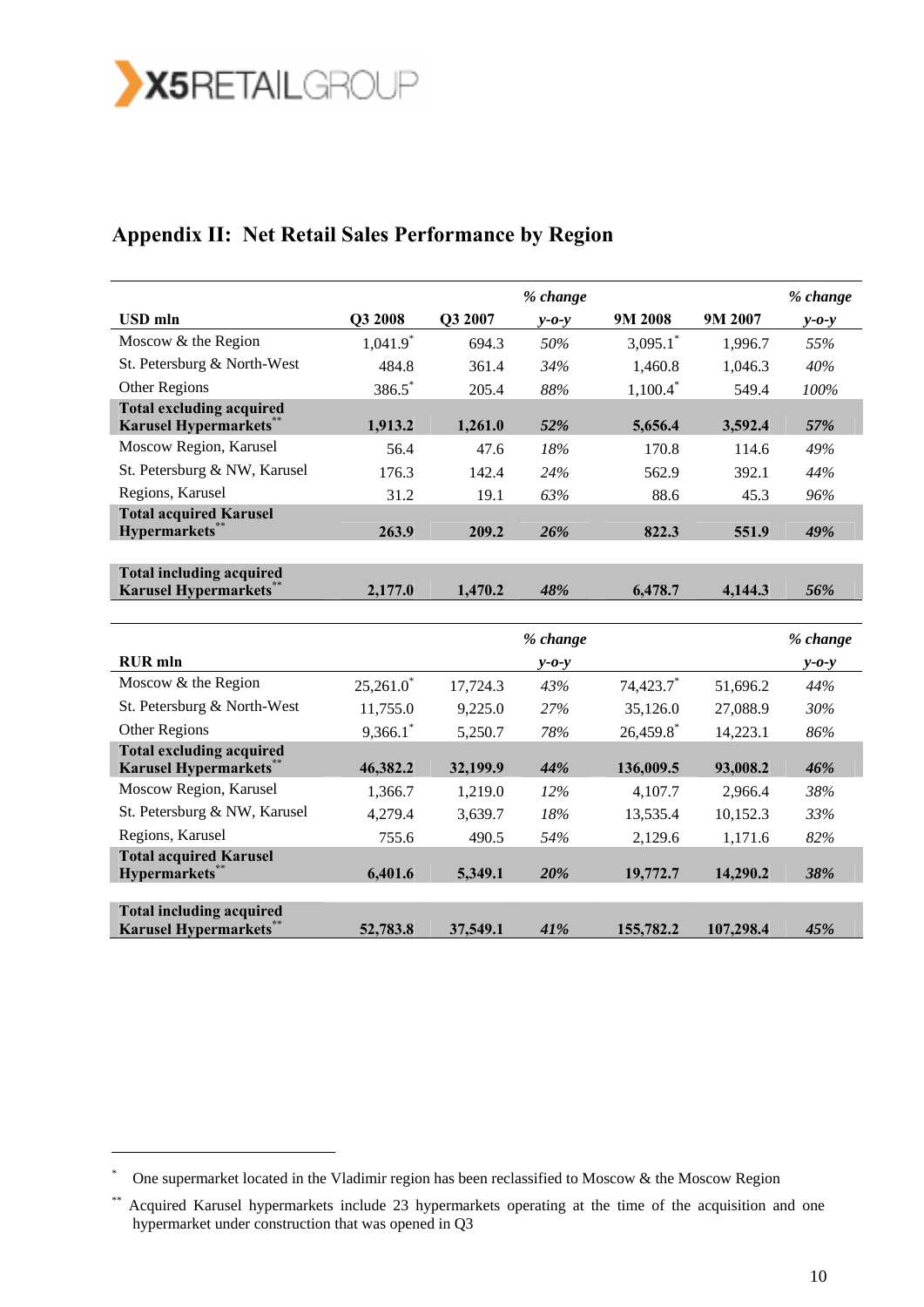## Appendix II: Net Retail Sales Performance by Region

| USD mln | Q3 2008 | Q3 2007 | *% change y-o-y* | 9M 2008 | 9M 2007 | *% change y-o-y* |
|---|---|---|---|---|---|---|
| Moscow & the Region | 1,041.9* | 694.3 | *50%* | 3,095.1* | 1,996.7 | *55%* |
| St. Petersburg & North-West | 484.8 | 361.4 | *34%* | 1,460.8 | 1,046.3 | *40%* |
| Other Regions | 386.5* | 205.4 | *88%* | 1,100.4* | 549.4 | *100%* |
| **Total excluding acquired Karusel Hypermarkets**** | **1,913.2** | **1,261.0** | ***52%*** | **5,656.4** | **3,592.4** | ***57%*** |
| Moscow Region, Karusel | 56.4 | 47.6 | *18%* | 170.8 | 114.6 | *49%* |
| St. Petersburg & NW, Karusel | 176.3 | 142.4 | *24%* | 562.9 | 392.1 | *44%* |
| Regions, Karusel | 31.2 | 19.1 | *63%* | 88.6 | 45.3 | *96%* |
| **Total acquired Karusel Hypermarkets**** | **263.9** | **209.2** | ***26%*** | **822.3** | **551.9** | ***49%*** |
| **Total including acquired Karusel Hypermarkets**** | **2,177.0** | **1,470.2** | ***48%*** | **6,478.7** | **4,144.3** | ***56%*** |

| RUR mln | | | *% change y-o-y* | | | *% change y-o-y* |
|---|---|---|---|---|---|---|
| Moscow & the Region | 25,261.0* | 17,724.3 | *43%* | 74,423.7* | 51,696.2 | *44%* |
| St. Petersburg & North-West | 11,755.0 | 9,225.0 | *27%* | 35,126.0 | 27,088.9 | *30%* |
| Other Regions | 9,366.1* | 5,250.7 | *78%* | 26,459.8* | 14,223.1 | *86%* |
| **Total excluding acquired Karusel Hypermarkets**** | **46,382.2** | **32,199.9** | ***44%*** | **136,009.5** | **93,008.2** | ***46%*** |
| Moscow Region, Karusel | 1,366.7 | 1,219.0 | *12%* | 4,107.7 | 2,966.4 | *38%* |
| St. Petersburg & NW, Karusel | 4,279.4 | 3,639.7 | *18%* | 13,535.4 | 10,152.3 | *33%* |
| Regions, Karusel | 755.6 | 490.5 | *54%* | 2,129.6 | 1,171.6 | *82%* |
| **Total acquired Karusel Hypermarkets**** | **6,401.6** | **5,349.1** | ***20%*** | **19,772.7** | **14,290.2** | ***38%*** |
| **Total including acquired Karusel Hypermarkets**** | **52,783.8** | **37,549.1** | ***41%*** | **155,782.2** | **107,298.4** | ***45%*** |

---

* One supermarket located in the Vladimir region has been reclassified to Moscow & the Moscow Region

** Acquired Karusel hypermarkets include 23 hypermarkets operating at the time of the acquisition and one hypermarket under construction that was opened in Q3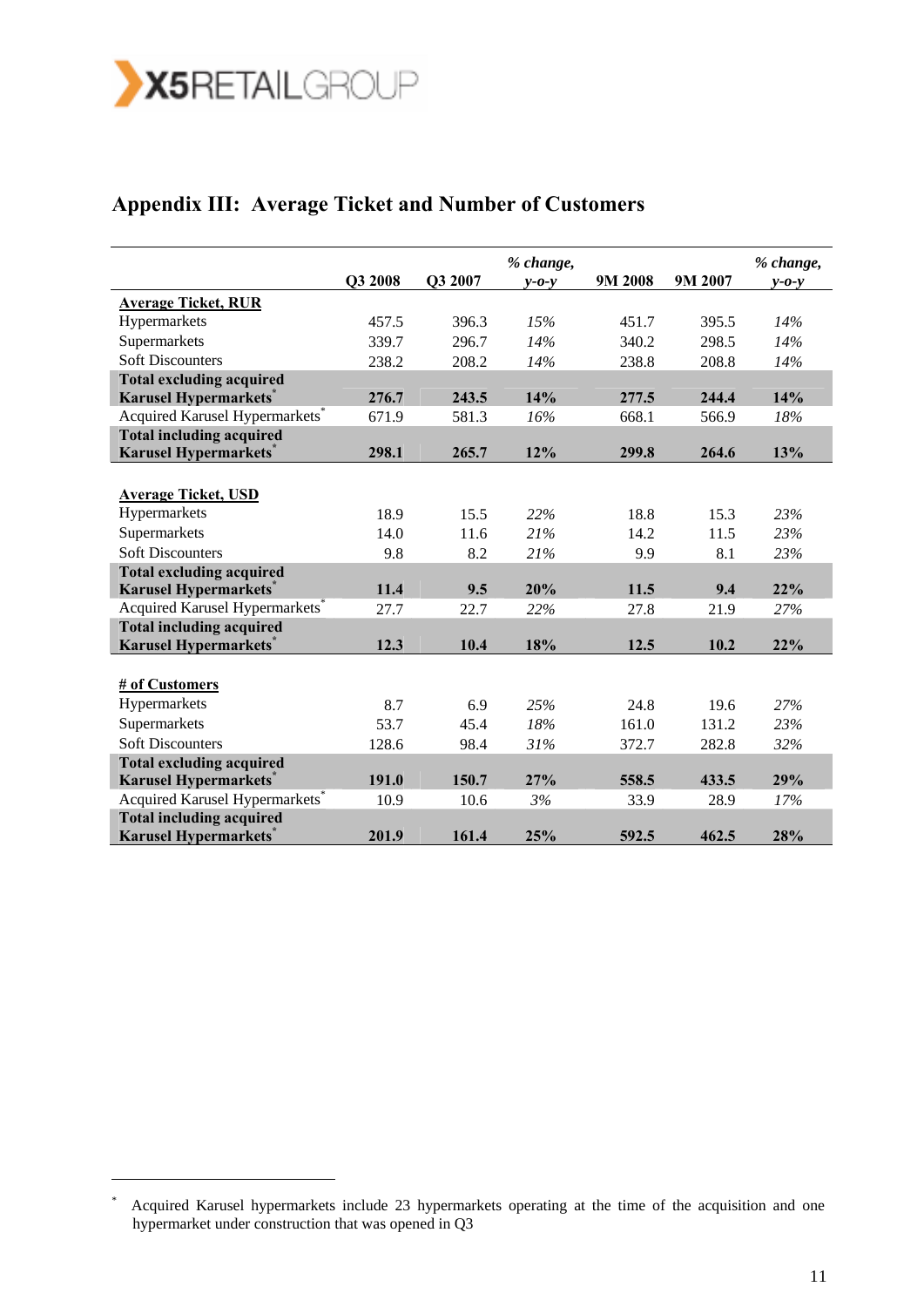## Appendix III: Average Ticket and Number of Customers

| | Q3 2008 | Q3 2007 | *% change, y-o-y* | 9M 2008 | 9M 2007 | *% change, y-o-y* |
|---|---|---|---|---|---|---|
| **Average Ticket, RUR** | | | | | | |
| Hypermarkets | 457.5 | 396.3 | *15%* | 451.7 | 395.5 | *14%* |
| Supermarkets | 339.7 | 296.7 | *14%* | 340.2 | 298.5 | *14%* |
| Soft Discounters | 238.2 | 208.2 | *14%* | 238.8 | 208.8 | *14%* |
| **Total excluding acquired Karusel Hypermarkets*** | **276.7** | **243.5** | **14%** | **277.5** | **244.4** | **14%** |
| Acquired Karusel Hypermarkets* | 671.9 | 581.3 | *16%* | 668.1 | 566.9 | *18%* |
| **Total including acquired Karusel Hypermarkets*** | **298.1** | **265.7** | **12%** | **299.8** | **264.6** | **13%** |
| | | | | | | |
| **Average Ticket, USD** | | | | | | |
| Hypermarkets | 18.9 | 15.5 | *22%* | 18.8 | 15.3 | *23%* |
| Supermarkets | 14.0 | 11.6 | *21%* | 14.2 | 11.5 | *23%* |
| Soft Discounters | 9.8 | 8.2 | *21%* | 9.9 | 8.1 | *23%* |
| **Total excluding acquired Karusel Hypermarkets*** | **11.4** | **9.5** | **20%** | **11.5** | **9.4** | **22%** |
| Acquired Karusel Hypermarkets* | 27.7 | 22.7 | *22%* | 27.8 | 21.9 | *27%* |
| **Total including acquired Karusel Hypermarkets*** | **12.3** | **10.4** | **18%** | **12.5** | **10.2** | **22%** |
| | | | | | | |
| **# of Customers** | | | | | | |
| Hypermarkets | 8.7 | 6.9 | *25%* | 24.8 | 19.6 | *27%* |
| Supermarkets | 53.7 | 45.4 | *18%* | 161.0 | 131.2 | *23%* |
| Soft Discounters | 128.6 | 98.4 | *31%* | 372.7 | 282.8 | *32%* |
| **Total excluding acquired Karusel Hypermarkets*** | **191.0** | **150.7** | **27%** | **558.5** | **433.5** | **29%** |
| Acquired Karusel Hypermarkets* | 10.9 | 10.6 | *3%* | 33.9 | 28.9 | *17%* |
| **Total including acquired Karusel Hypermarkets*** | **201.9** | **161.4** | **25%** | **592.5** | **462.5** | **28%** |

* Acquired Karusel hypermarkets include 23 hypermarkets operating at the time of the acquisition and one hypermarket under construction that was opened in Q3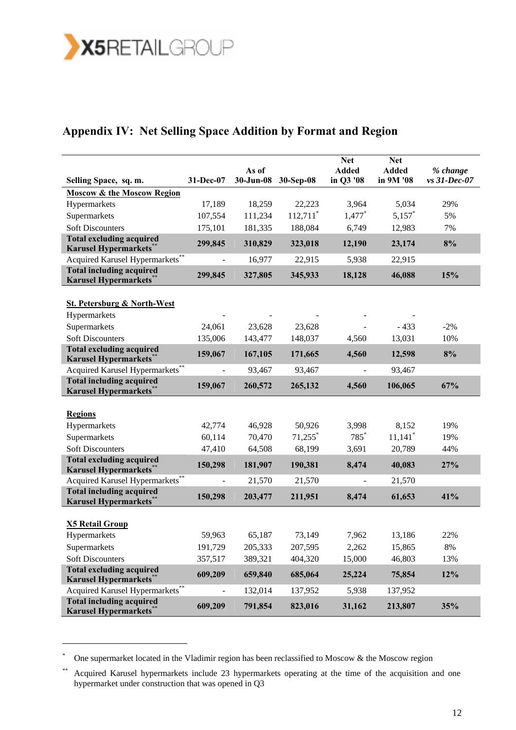## Appendix IV: Net Selling Space Addition by Format and Region

| Selling Space, sq. m. | 31-Dec-07 | As of 30-Jun-08 | 30-Sep-08 | Net Added in Q3 '08 | Net Added in 9M '08 | % change vs 31-Dec-07 |
|---|---|---|---|---|---|---|
| **Moscow & the Moscow Region** | | | | | | |
| Hypermarkets | 17,189 | 18,259 | 22,223 | 3,964 | 5,034 | 29% |
| Supermarkets | 107,554 | 111,234 | 112,711* | 1,477* | 5,157* | 5% |
| Soft Discounters | 175,101 | 181,335 | 188,084 | 6,749 | 12,983 | 7% |
| **Total excluding acquired Karusel Hypermarkets**** | **299,845** | **310,829** | **323,018** | **12,190** | **23,174** | **8%** |
| Acquired Karusel Hypermarkets** | - | 16,977 | 22,915 | 5,938 | 22,915 | |
| **Total including acquired Karusel Hypermarkets**** | **299,845** | **327,805** | **345,933** | **18,128** | **46,088** | **15%** |
| **St. Petersburg & North-West** | | | | | | |
| Hypermarkets | - | - | - | - | - | |
| Supermarkets | 24,061 | 23,628 | 23,628 | - | - 433 | -2% |
| Soft Discounters | 135,006 | 143,477 | 148,037 | 4,560 | 13,031 | 10% |
| **Total excluding acquired Karusel Hypermarkets**** | **159,067** | **167,105** | **171,665** | **4,560** | **12,598** | **8%** |
| Acquired Karusel Hypermarkets** | - | 93,467 | 93,467 | - | 93,467 | |
| **Total including acquired Karusel Hypermarkets**** | **159,067** | **260,572** | **265,132** | **4,560** | **106,065** | **67%** |
| **Regions** | | | | | | |
| Hypermarkets | 42,774 | 46,928 | 50,926 | 3,998 | 8,152 | 19% |
| Supermarkets | 60,114 | 70,470 | 71,255* | 785* | 11,141* | 19% |
| Soft Discounters | 47,410 | 64,508 | 68,199 | 3,691 | 20,789 | 44% |
| **Total excluding acquired Karusel Hypermarkets**** | **150,298** | **181,907** | **190,381** | **8,474** | **40,083** | **27%** |
| Acquired Karusel Hypermarkets** | - | 21,570 | 21,570 | - | 21,570 | |
| **Total including acquired Karusel Hypermarkets**** | **150,298** | **203,477** | **211,951** | **8,474** | **61,653** | **41%** |
| **X5 Retail Group** | | | | | | |
| Hypermarkets | 59,963 | 65,187 | 73,149 | 7,962 | 13,186 | 22% |
| Supermarkets | 191,729 | 205,333 | 207,595 | 2,262 | 15,865 | 8% |
| Soft Discounters | 357,517 | 389,321 | 404,320 | 15,000 | 46,803 | 13% |
| **Total excluding acquired Karusel Hypermarkets**** | **609,209** | **659,840** | **685,064** | **25,224** | **75,854** | **12%** |
| Acquired Karusel Hypermarkets** | - | 132,014 | 137,952 | 5,938 | 137,952 | |
| **Total including acquired Karusel Hypermarkets**** | **609,209** | **791,854** | **823,016** | **31,162** | **213,807** | **35%** |

\* One supermarket located in the Vladimir region has been reclassified to Moscow & the Moscow region

\** Acquired Karusel hypermarkets include 23 hypermarkets operating at the time of the acquisition and one hypermarket under construction that was opened in Q3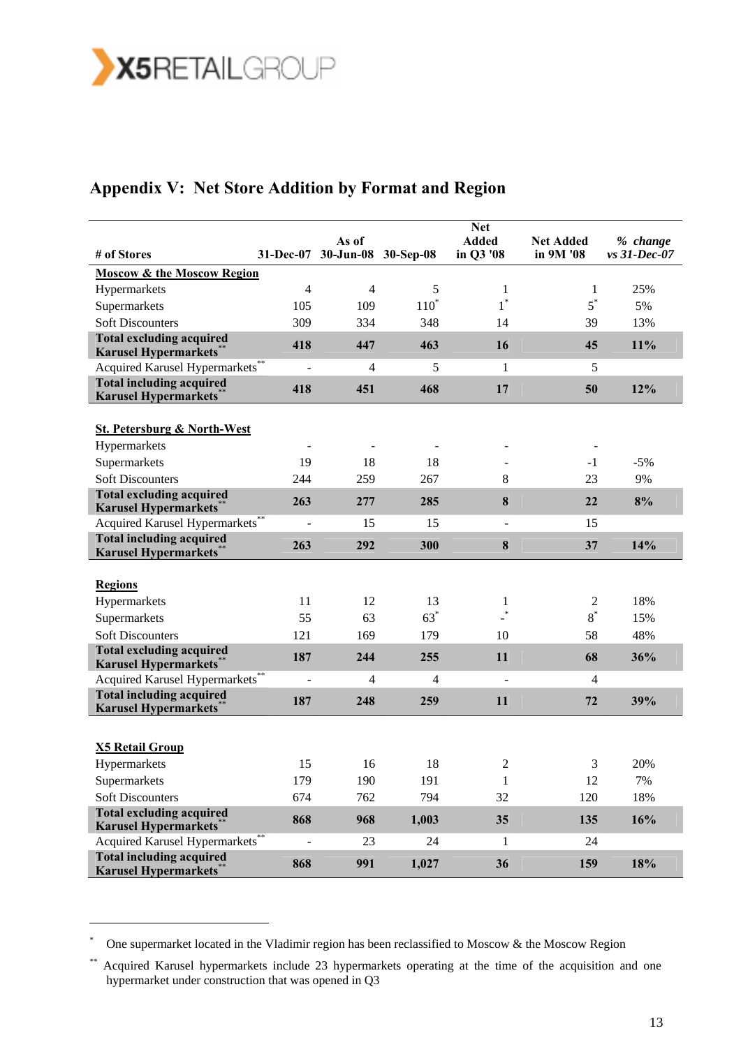## Appendix V: Net Store Addition by Format and Region

| # of Stores | 31-Dec-07 | As of 30-Jun-08 | 30-Sep-08 | Net Added in Q3 '08 | Net Added in 9M '08 | % change vs 31-Dec-07 |
|---|---|---|---|---|---|---|
| **Moscow & the Moscow Region** | | | | | | |
| Hypermarkets | 4 | 4 | 5 | 1 | 1 | 25% |
| Supermarkets | 105 | 109 | 110* | 1* | 5* | 5% |
| Soft Discounters | 309 | 334 | 348 | 14 | 39 | 13% |
| **Total excluding acquired Karusel Hypermarkets\*\*** | **418** | **447** | **463** | **16** | **45** | **11%** |
| Acquired Karusel Hypermarkets** | - | 4 | 5 | 1 | 5 | |
| **Total including acquired Karusel Hypermarkets\*\*** | **418** | **451** | **468** | **17** | **50** | **12%** |
| **St. Petersburg & North-West** | | | | | | |
| Hypermarkets | - | - | - | - | - | |
| Supermarkets | 19 | 18 | 18 | - | -1 | -5% |
| Soft Discounters | 244 | 259 | 267 | 8 | 23 | 9% |
| **Total excluding acquired Karusel Hypermarkets\*\*** | **263** | **277** | **285** | **8** | **22** | **8%** |
| Acquired Karusel Hypermarkets** | - | 15 | 15 | - | 15 | |
| **Total including acquired Karusel Hypermarkets\*\*** | **263** | **292** | **300** | **8** | **37** | **14%** |
| **Regions** | | | | | | |
| Hypermarkets | 11 | 12 | 13 | 1 | 2 | 18% |
| Supermarkets | 55 | 63 | 63* | -* | 8* | 15% |
| Soft Discounters | 121 | 169 | 179 | 10 | 58 | 48% |
| **Total excluding acquired Karusel Hypermarkets\*\*** | **187** | **244** | **255** | **11** | **68** | **36%** |
| Acquired Karusel Hypermarkets** | - | 4 | 4 | - | 4 | |
| **Total including acquired Karusel Hypermarkets\*\*** | **187** | **248** | **259** | **11** | **72** | **39%** |
| **X5 Retail Group** | | | | | | |
| Hypermarkets | 15 | 16 | 18 | 2 | 3 | 20% |
| Supermarkets | 179 | 190 | 191 | 1 | 12 | 7% |
| Soft Discounters | 674 | 762 | 794 | 32 | 120 | 18% |
| **Total excluding acquired Karusel Hypermarkets\*\*** | **868** | **968** | **1,003** | **35** | **135** | **16%** |
| Acquired Karusel Hypermarkets** | - | 23 | 24 | 1 | 24 | |
| **Total including acquired Karusel Hypermarkets\*\*** | **868** | **991** | **1,027** | **36** | **159** | **18%** |

\* One supermarket located in the Vladimir region has been reclassified to Moscow & the Moscow Region

\*\* Acquired Karusel hypermarkets include 23 hypermarkets operating at the time of the acquisition and one hypermarket under construction that was opened in Q3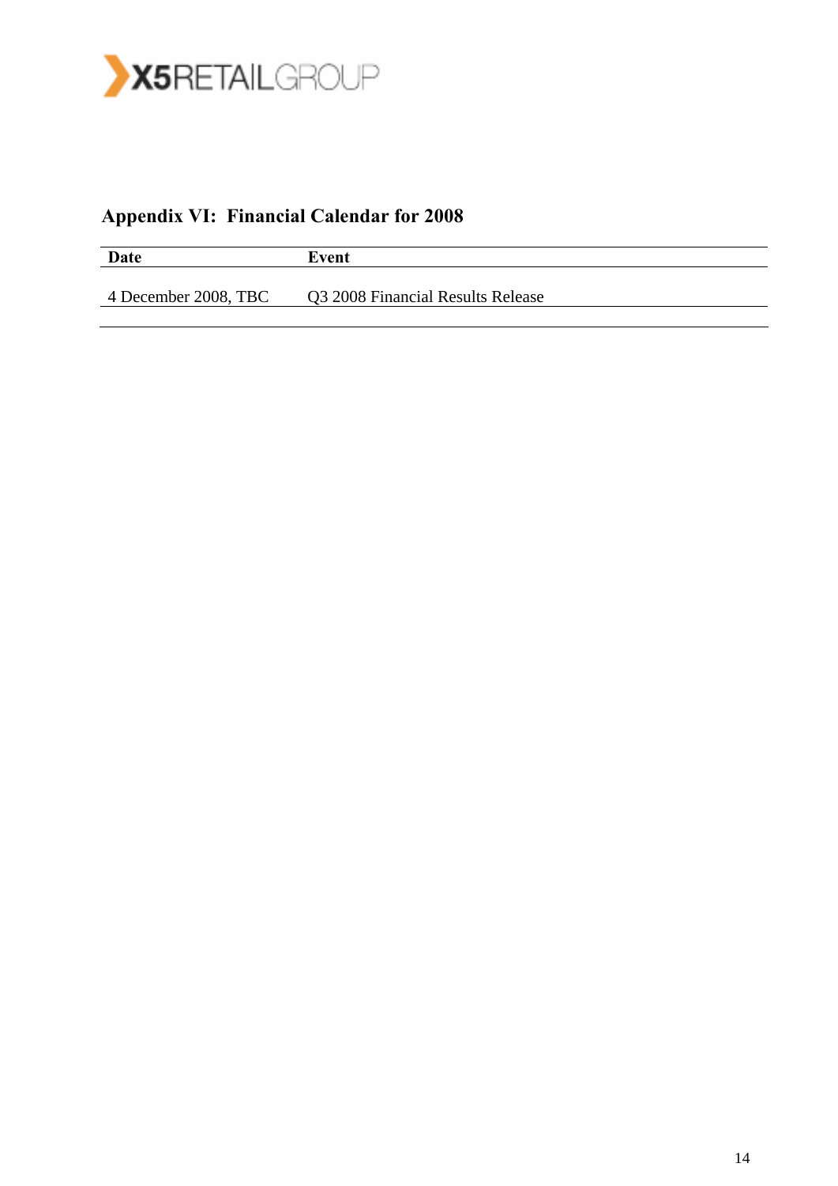## Appendix VI: Financial Calendar for 2008

| Date | Event |
|---|---|
| 4 December 2008, TBC | Q3 2008 Financial Results Release |